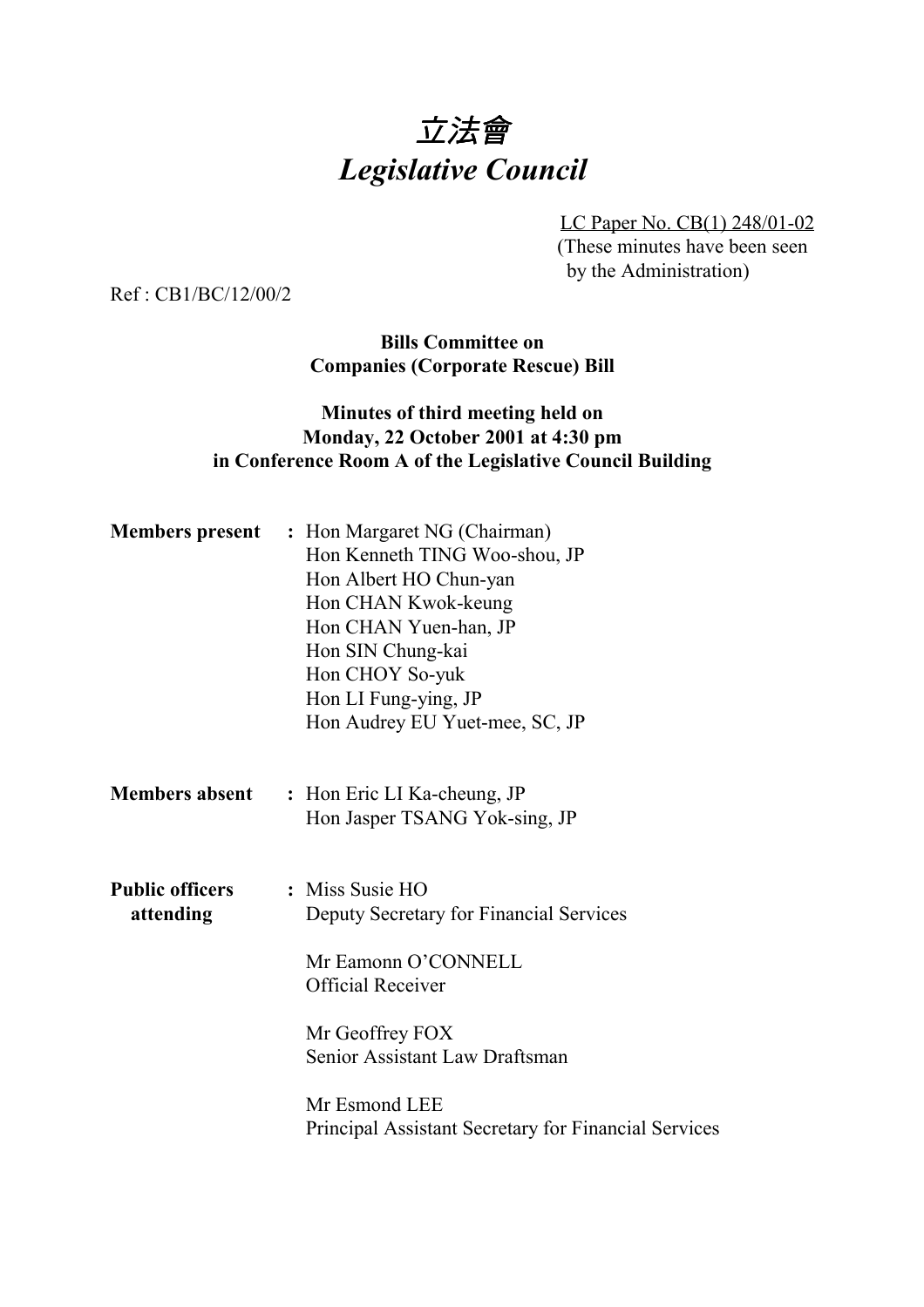# *立法會*
# *Legislative Council*

LC Paper No. CB(1) 248/01-02
(These minutes have been seen by the Administration)

Ref : CB1/BC/12/00/2

**Bills Committee on**
**Companies (Corporate Rescue) Bill**

**Minutes of third meeting held on**
**Monday, 22 October 2001 at 4:30 pm**
**in Conference Room A of the Legislative Council Building**

**Members present** : Hon Margaret NG (Chairman)
Hon Kenneth TING Woo-shou, JP
Hon Albert HO Chun-yan
Hon CHAN Kwok-keung
Hon CHAN Yuen-han, JP
Hon SIN Chung-kai
Hon CHOY So-yuk
Hon LI Fung-ying, JP
Hon Audrey EU Yuet-mee, SC, JP

**Members absent** : Hon Eric LI Ka-cheung, JP
Hon Jasper TSANG Yok-sing, JP

**Public officers attending** : Miss Susie HO
Deputy Secretary for Financial Services

Mr Eamonn O'CONNELL
Official Receiver

Mr Geoffrey FOX
Senior Assistant Law Draftsman

Mr Esmond LEE
Principal Assistant Secretary for Financial Services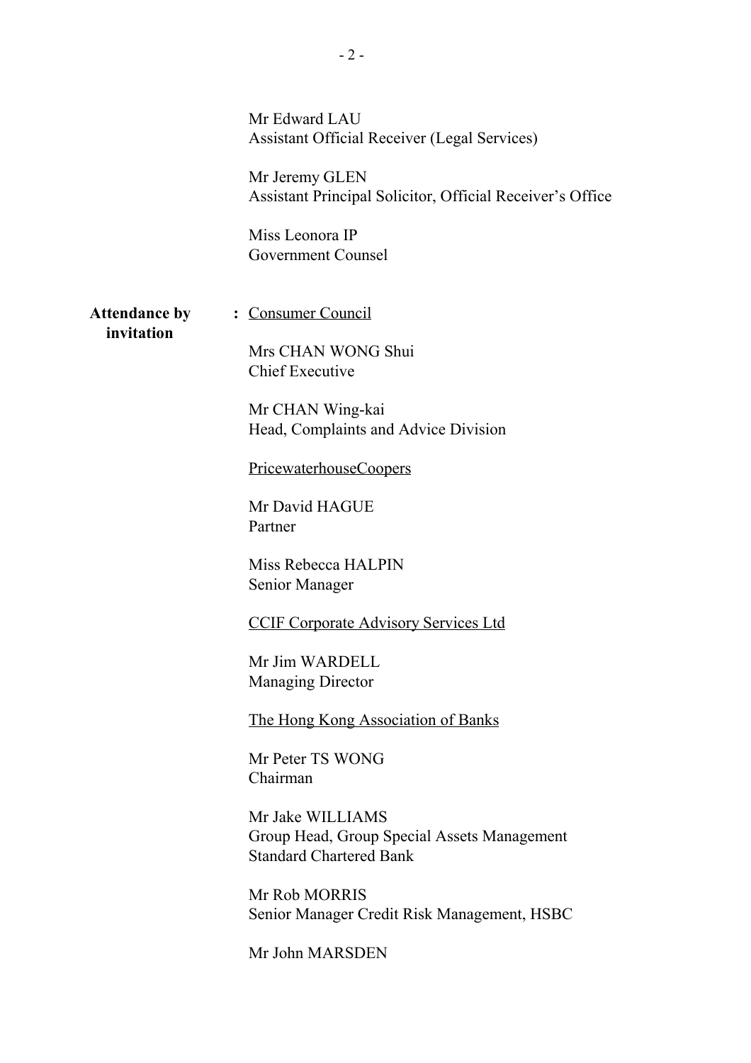Mr Edward LAU
Assistant Official Receiver (Legal Services)

Mr Jeremy GLEN
Assistant Principal Solicitor, Official Receiver's Office

Miss Leonora IP
Government Counsel

**Attendance by invitation** : Consumer Council

Mrs CHAN WONG Shui
Chief Executive

Mr CHAN Wing-kai
Head, Complaints and Advice Division

PricewaterhouseCoopers

Mr David HAGUE
Partner

Miss Rebecca HALPIN
Senior Manager

CCIF Corporate Advisory Services Ltd

Mr Jim WARDELL
Managing Director

The Hong Kong Association of Banks

Mr Peter TS WONG
Chairman

Mr Jake WILLIAMS
Group Head, Group Special Assets Management
Standard Chartered Bank

Mr Rob MORRIS
Senior Manager Credit Risk Management, HSBC

Mr John MARSDEN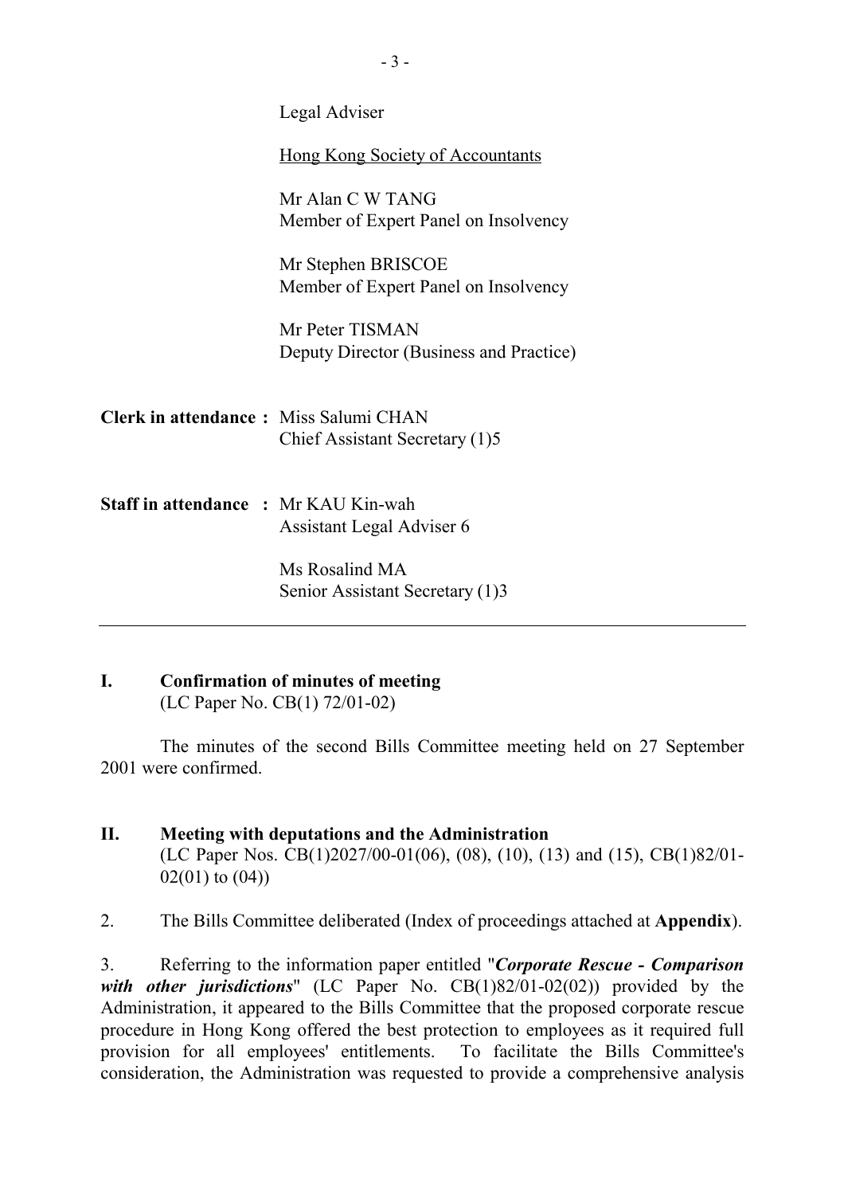Legal Adviser

Hong Kong Society of Accountants

Mr Alan C W TANG
Member of Expert Panel on Insolvency

Mr Stephen BRISCOE
Member of Expert Panel on Insolvency

Mr Peter TISMAN
Deputy Director (Business and Practice)

**Clerk in attendance :** Miss Salumi CHAN
Chief Assistant Secretary (1)5

**Staff in attendance :** Mr KAU Kin-wah
Assistant Legal Adviser 6

Ms Rosalind MA
Senior Assistant Secretary (1)3

---

**I. Confirmation of minutes of meeting**
(LC Paper No. CB(1) 72/01-02)

The minutes of the second Bills Committee meeting held on 27 September 2001 were confirmed.

**II. Meeting with deputations and the Administration**
(LC Paper Nos. CB(1)2027/00-01(06), (08), (10), (13) and (15), CB(1)82/01-02(01) to (04))

2. The Bills Committee deliberated (Index of proceedings attached at **Appendix**).

3. Referring to the information paper entitled "***Corporate Rescue - Comparison with other jurisdictions***" (LC Paper No. CB(1)82/01-02(02)) provided by the Administration, it appeared to the Bills Committee that the proposed corporate rescue procedure in Hong Kong offered the best protection to employees as it required full provision for all employees' entitlements. To facilitate the Bills Committee's consideration, the Administration was requested to provide a comprehensive analysis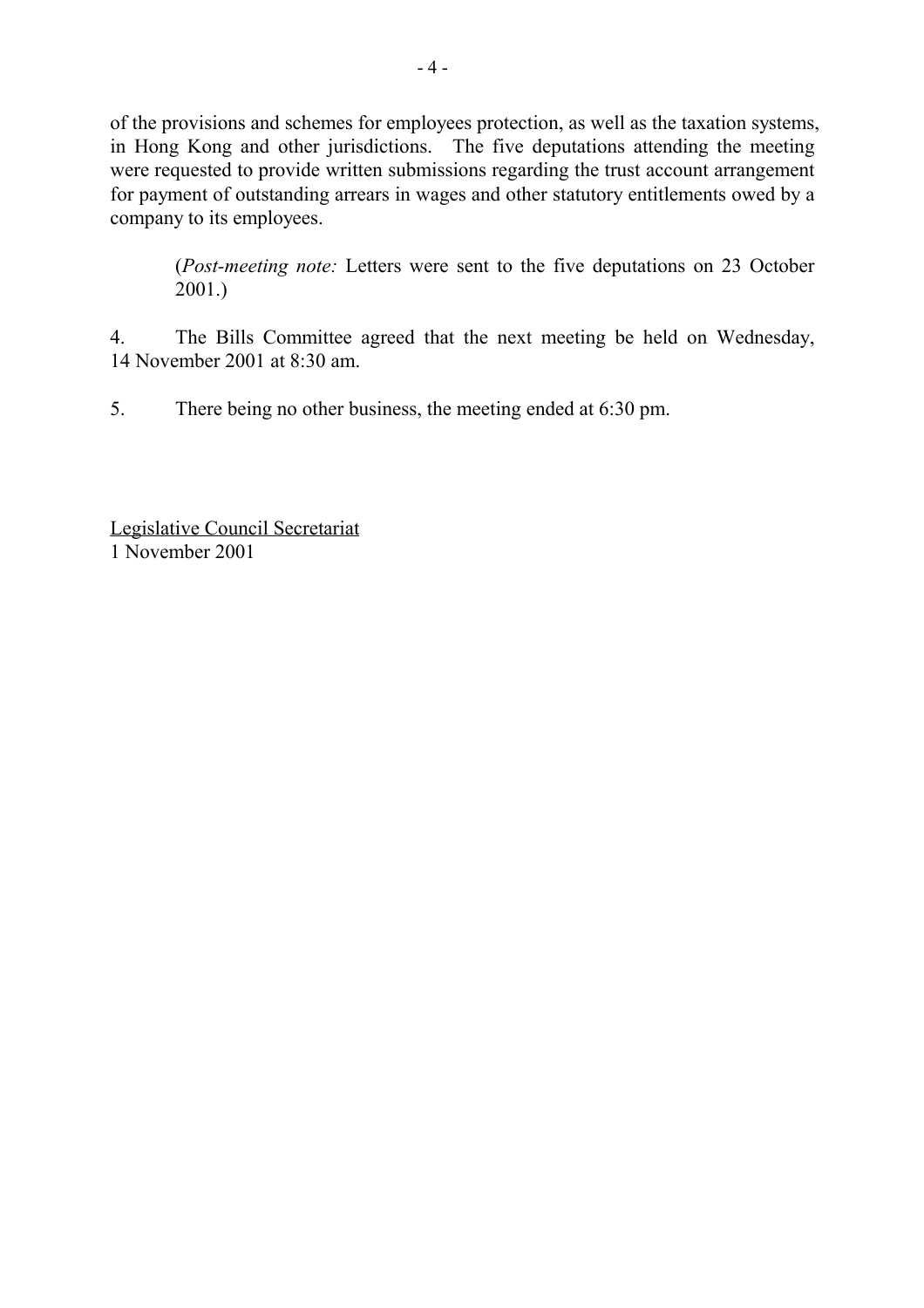of the provisions and schemes for employees protection, as well as the taxation systems, in Hong Kong and other jurisdictions. The five deputations attending the meeting were requested to provide written submissions regarding the trust account arrangement for payment of outstanding arrears in wages and other statutory entitlements owed by a company to its employees.

> (*Post-meeting note:* Letters were sent to the five deputations on 23 October 2001.)

4. The Bills Committee agreed that the next meeting be held on Wednesday, 14 November 2001 at 8:30 am.

5. There being no other business, the meeting ended at 6:30 pm.

<u>Legislative Council Secretariat</u>
1 November 2001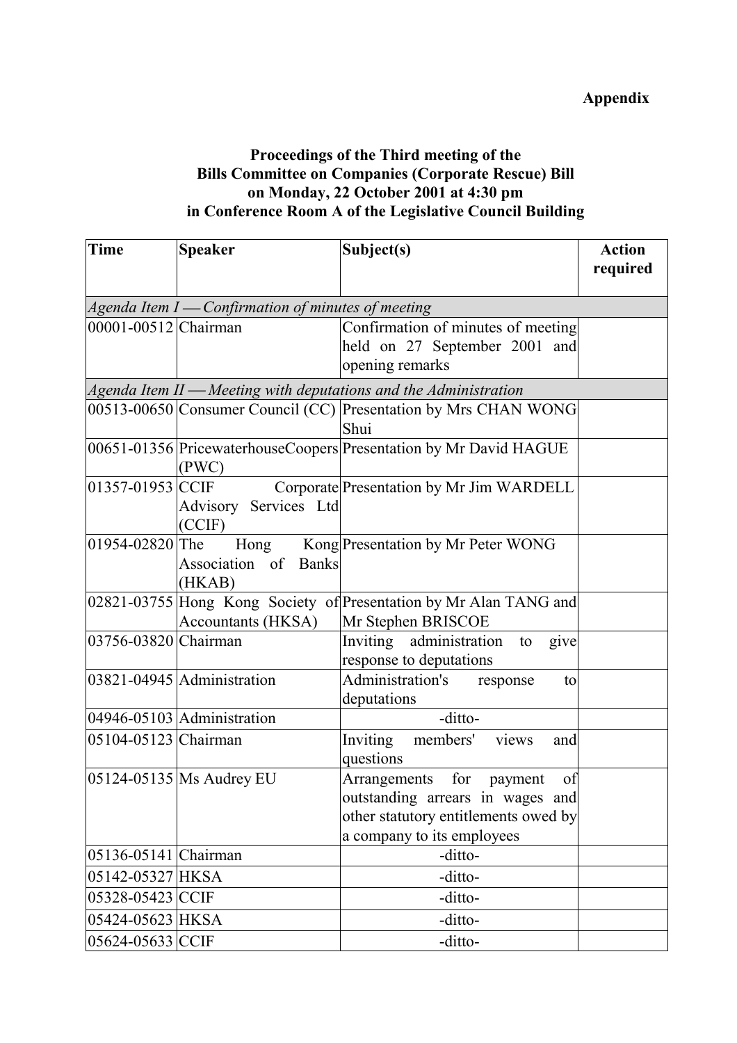**Appendix**

**Proceedings of the Third meeting of the Bills Committee on Companies (Corporate Rescue) Bill on Monday, 22 October 2001 at 4:30 pm in Conference Room A of the Legislative Council Building**

| Time | Speaker | Subject(s) | Action required |
|---|---|---|---|
| *Agenda Item I — Confirmation of minutes of meeting* | | | |
| 00001-00512 | Chairman | Confirmation of minutes of meeting held on 27 September 2001 and opening remarks | |
| *Agenda Item II — Meeting with deputations and the Administration* | | | |
| 00513-00650 | Consumer Council (CC) | Presentation by Mrs CHAN WONG Shui | |
| 00651-01356 | PricewaterhouseCoopers (PWC) | Presentation by Mr David HAGUE | |
| 01357-01953 | CCIF Corporate Advisory Services Ltd (CCIF) | Presentation by Mr Jim WARDELL | |
| 01954-02820 | The Hong Kong Association of Banks (HKAB) | Presentation by Mr Peter WONG | |
| 02821-03755 | Hong Kong Society of Accountants (HKSA) | Presentation by Mr Alan TANG and Mr Stephen BRISCOE | |
| 03756-03820 | Chairman | Inviting administration to give response to deputations | |
| 03821-04945 | Administration | Administration's response to deputations | |
| 04946-05103 | Administration | -ditto- | |
| 05104-05123 | Chairman | Inviting members' views and questions | |
| 05124-05135 | Ms Audrey EU | Arrangements for payment of outstanding arrears in wages and other statutory entitlements owed by a company to its employees | |
| 05136-05141 | Chairman | -ditto- | |
| 05142-05327 | HKSA | -ditto- | |
| 05328-05423 | CCIF | -ditto- | |
| 05424-05623 | HKSA | -ditto- | |
| 05624-05633 | CCIF | -ditto- | |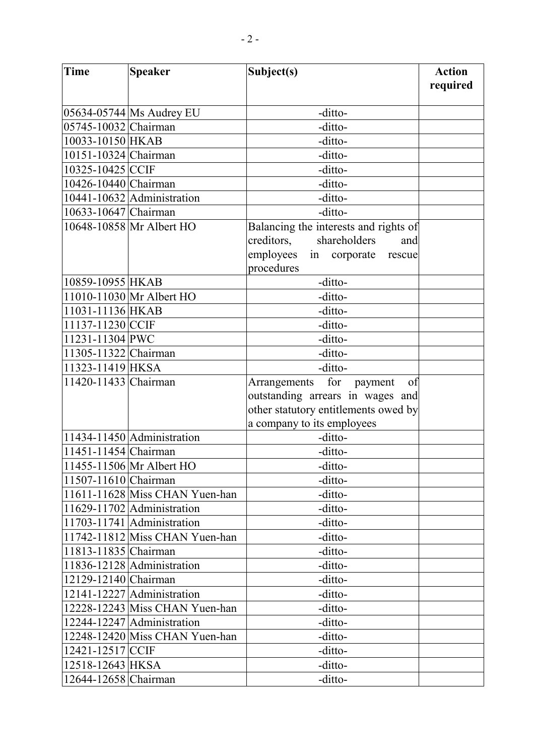| Time | Speaker | Subject(s) | Action required |
|---|---|---|---|
| 05634-05744 | Ms Audrey EU | -ditto- | |
| 05745-10032 | Chairman | -ditto- | |
| 10033-10150 | HKAB | -ditto- | |
| 10151-10324 | Chairman | -ditto- | |
| 10325-10425 | CCIF | -ditto- | |
| 10426-10440 | Chairman | -ditto- | |
| 10441-10632 | Administration | -ditto- | |
| 10633-10647 | Chairman | -ditto- | |
| 10648-10858 | Mr Albert HO | Balancing the interests and rights of creditors, shareholders and employees in corporate rescue procedures | |
| 10859-10955 | HKAB | -ditto- | |
| 11010-11030 | Mr Albert HO | -ditto- | |
| 11031-11136 | HKAB | -ditto- | |
| 11137-11230 | CCIF | -ditto- | |
| 11231-11304 | PWC | -ditto- | |
| 11305-11322 | Chairman | -ditto- | |
| 11323-11419 | HKSA | -ditto- | |
| 11420-11433 | Chairman | Arrangements for payment of outstanding arrears in wages and other statutory entitlements owed by a company to its employees | |
| 11434-11450 | Administration | -ditto- | |
| 11451-11454 | Chairman | -ditto- | |
| 11455-11506 | Mr Albert HO | -ditto- | |
| 11507-11610 | Chairman | -ditto- | |
| 11611-11628 | Miss CHAN Yuen-han | -ditto- | |
| 11629-11702 | Administration | -ditto- | |
| 11703-11741 | Administration | -ditto- | |
| 11742-11812 | Miss CHAN Yuen-han | -ditto- | |
| 11813-11835 | Chairman | -ditto- | |
| 11836-12128 | Administration | -ditto- | |
| 12129-12140 | Chairman | -ditto- | |
| 12141-12227 | Administration | -ditto- | |
| 12228-12243 | Miss CHAN Yuen-han | -ditto- | |
| 12244-12247 | Administration | -ditto- | |
| 12248-12420 | Miss CHAN Yuen-han | -ditto- | |
| 12421-12517 | CCIF | -ditto- | |
| 12518-12643 | HKSA | -ditto- | |
| 12644-12658 | Chairman | -ditto- | |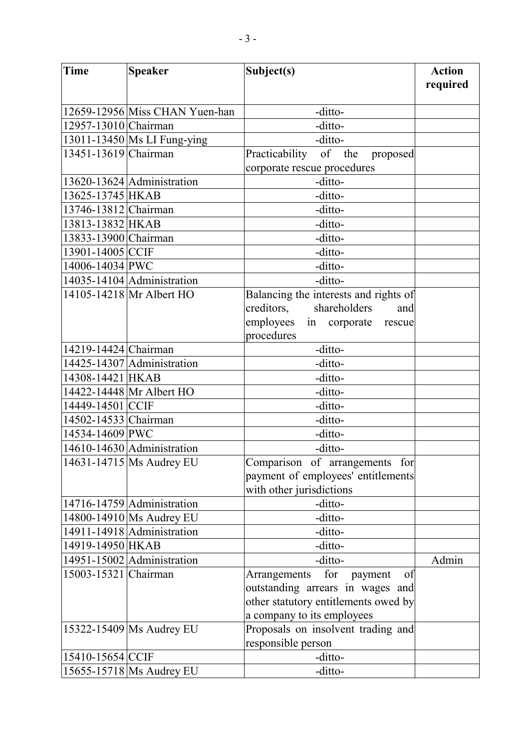| Time | Speaker | Subject(s) | Action required |
|---|---|---|---|
| 12659-12956 | Miss CHAN Yuen-han | -ditto- | |
| 12957-13010 | Chairman | -ditto- | |
| 13011-13450 | Ms LI Fung-ying | -ditto- | |
| 13451-13619 | Chairman | Practicability of the proposed corporate rescue procedures | |
| 13620-13624 | Administration | -ditto- | |
| 13625-13745 | HKAB | -ditto- | |
| 13746-13812 | Chairman | -ditto- | |
| 13813-13832 | HKAB | -ditto- | |
| 13833-13900 | Chairman | -ditto- | |
| 13901-14005 | CCIF | -ditto- | |
| 14006-14034 | PWC | -ditto- | |
| 14035-14104 | Administration | -ditto- | |
| 14105-14218 | Mr Albert HO | Balancing the interests and rights of creditors, shareholders and employees in corporate rescue procedures | |
| 14219-14424 | Chairman | -ditto- | |
| 14425-14307 | Administration | -ditto- | |
| 14308-14421 | HKAB | -ditto- | |
| 14422-14448 | Mr Albert HO | -ditto- | |
| 14449-14501 | CCIF | -ditto- | |
| 14502-14533 | Chairman | -ditto- | |
| 14534-14609 | PWC | -ditto- | |
| 14610-14630 | Administration | -ditto- | |
| 14631-14715 | Ms Audrey EU | Comparison of arrangements for payment of employees' entitlements with other jurisdictions | |
| 14716-14759 | Administration | -ditto- | |
| 14800-14910 | Ms Audrey EU | -ditto- | |
| 14911-14918 | Administration | -ditto- | |
| 14919-14950 | HKAB | -ditto- | |
| 14951-15002 | Administration | -ditto- | Admin |
| 15003-15321 | Chairman | Arrangements for payment of outstanding arrears in wages and other statutory entitlements owed by a company to its employees | |
| 15322-15409 | Ms Audrey EU | Proposals on insolvent trading and responsible person | |
| 15410-15654 | CCIF | -ditto- | |
| 15655-15718 | Ms Audrey EU | -ditto- | |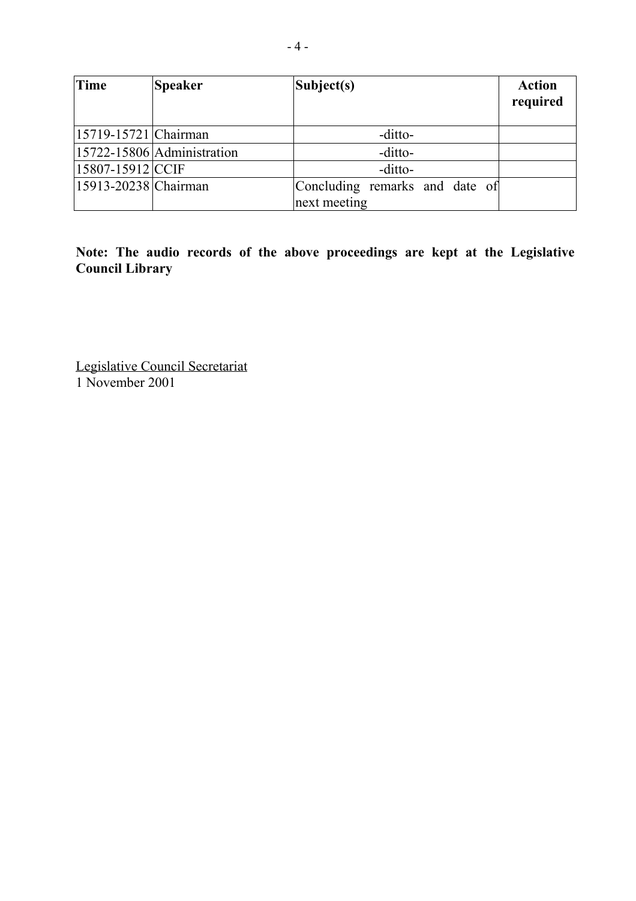| Time | Speaker | Subject(s) | Action required |
|---|---|---|---|
| 15719-15721 | Chairman | -ditto- | |
| 15722-15806 | Administration | -ditto- | |
| 15807-15912 | CCIF | -ditto- | |
| 15913-20238 | Chairman | Concluding remarks and date of next meeting | |

**Note: The audio records of the above proceedings are kept at the Legislative Council Library**

Legislative Council Secretariat
1 November 2001